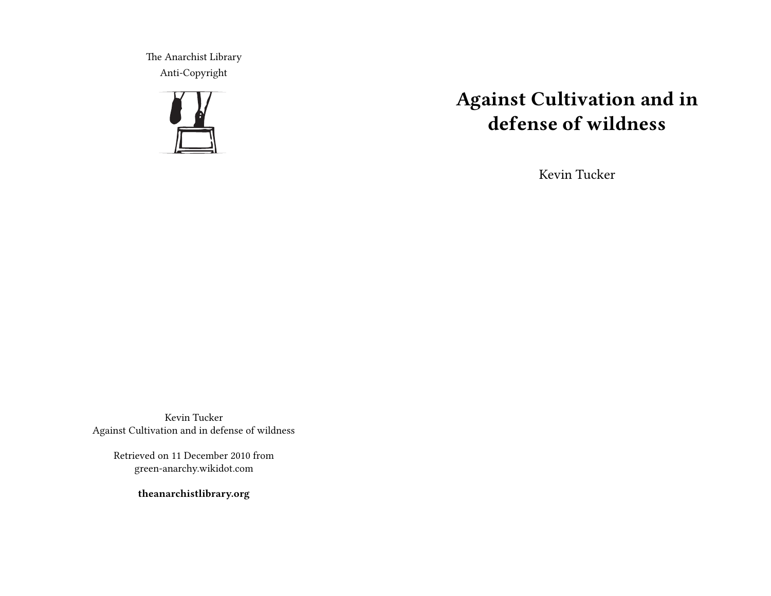# Against Cultivation and in defense of wildness

Kevin Tucker

The Anarchist Library
Anti-Copyright

Kevin Tucker
Against Cultivation and in defense of wildness

Retrieved on 11 December 2010 from green-anarchy.wikidot.com

**theanarchistlibrary.org**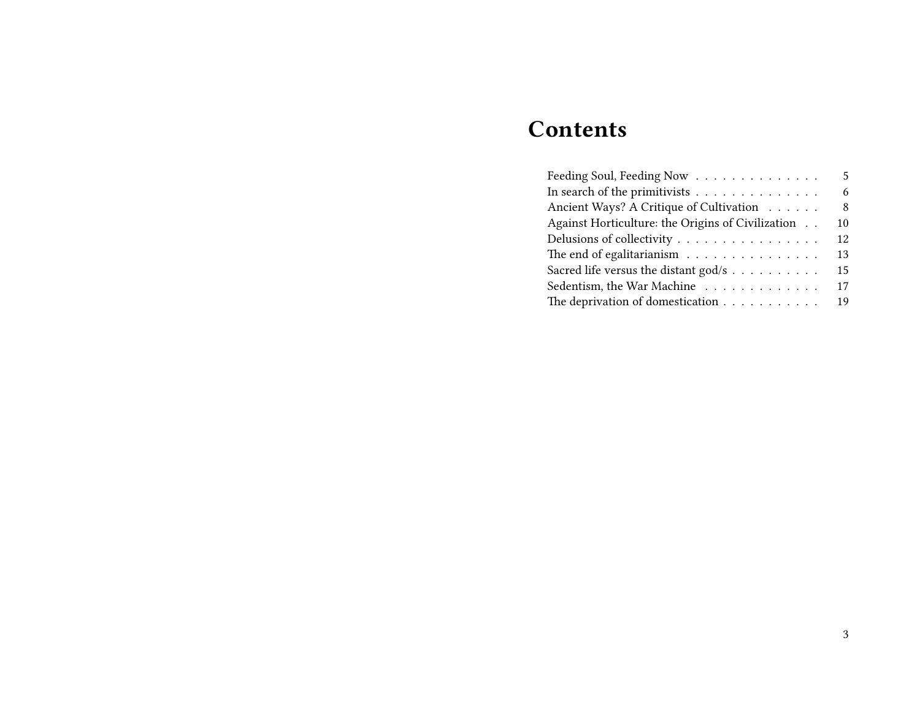# Contents

| | |
|---|---|
| Feeding Soul, Feeding Now | 5 |
| In search of the primitivists | 6 |
| Ancient Ways? A Critique of Cultivation | 8 |
| Against Horticulture: the Origins of Civilization | 10 |
| Delusions of collectivity | 12 |
| The end of egalitarianism | 13 |
| Sacred life versus the distant god/s | 15 |
| Sedentism, the War Machine | 17 |
| The deprivation of domestication | 19 |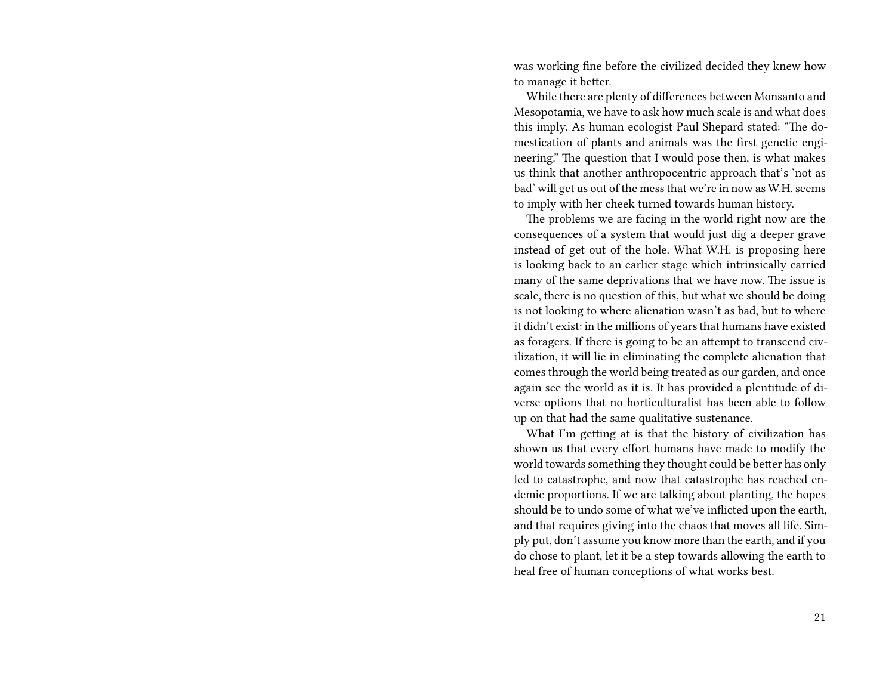was working fine before the civilized decided they knew how to manage it better.

While there are plenty of differences between Monsanto and Mesopotamia, we have to ask how much scale is and what does this imply. As human ecologist Paul Shepard stated: "The domestication of plants and animals was the first genetic engineering." The question that I would pose then, is what makes us think that another anthropocentric approach that's 'not as bad' will get us out of the mess that we're in now as W.H. seems to imply with her cheek turned towards human history.

The problems we are facing in the world right now are the consequences of a system that would just dig a deeper grave instead of get out of the hole. What W.H. is proposing here is looking back to an earlier stage which intrinsically carried many of the same deprivations that we have now. The issue is scale, there is no question of this, but what we should be doing is not looking to where alienation wasn't as bad, but to where it didn't exist: in the millions of years that humans have existed as foragers. If there is going to be an attempt to transcend civilization, it will lie in eliminating the complete alienation that comes through the world being treated as our garden, and once again see the world as it is. It has provided a plentitude of diverse options that no horticulturalist has been able to follow up on that had the same qualitative sustenance.

What I'm getting at is that the history of civilization has shown us that every effort humans have made to modify the world towards something they thought could be better has only led to catastrophe, and now that catastrophe has reached endemic proportions. If we are talking about planting, the hopes should be to undo some of what we've inflicted upon the earth, and that requires giving into the chaos that moves all life. Simply put, don't assume you know more than the earth, and if you do chose to plant, let it be a step towards allowing the earth to heal free of human conceptions of what works best.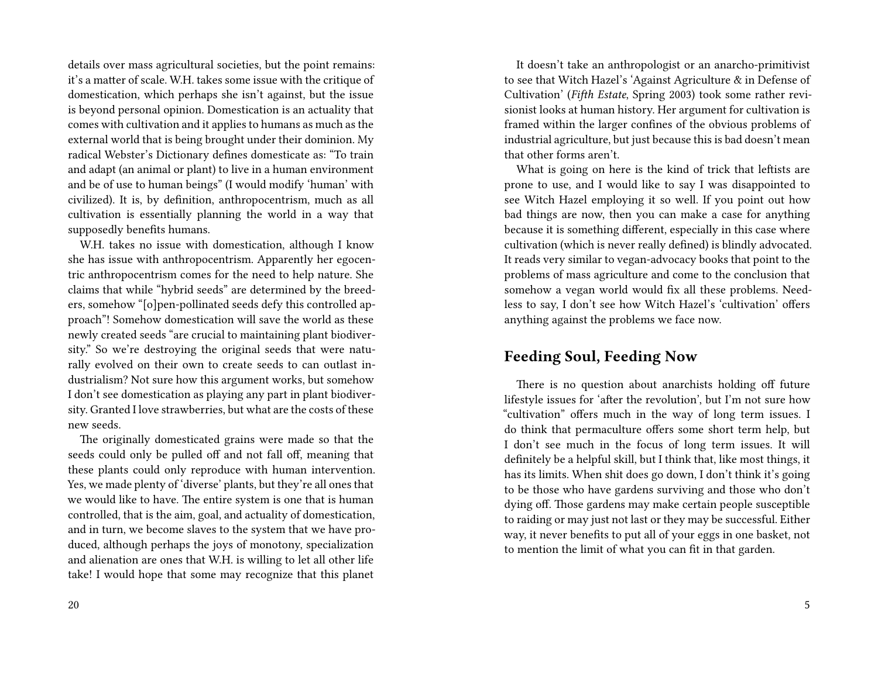details over mass agricultural societies, but the point remains: it's a matter of scale. W.H. takes some issue with the critique of domestication, which perhaps she isn't against, but the issue is beyond personal opinion. Domestication is an actuality that comes with cultivation and it applies to humans as much as the external world that is being brought under their dominion. My radical Webster's Dictionary defines domesticate as: "To train and adapt (an animal or plant) to live in a human environment and be of use to human beings" (I would modify 'human' with civilized). It is, by definition, anthropocentrism, much as all cultivation is essentially planning the world in a way that supposedly benefits humans.

W.H. takes no issue with domestication, although I know she has issue with anthropocentrism. Apparently her egocentric anthropocentrism comes for the need to help nature. She claims that while "hybrid seeds" are determined by the breeders, somehow "[o]pen-pollinated seeds defy this controlled approach"! Somehow domestication will save the world as these newly created seeds "are crucial to maintaining plant biodiversity." So we're destroying the original seeds that were naturally evolved on their own to create seeds to can outlast industrialism? Not sure how this argument works, but somehow I don't see domestication as playing any part in plant biodiversity. Granted I love strawberries, but what are the costs of these new seeds.

The originally domesticated grains were made so that the seeds could only be pulled off and not fall off, meaning that these plants could only reproduce with human intervention. Yes, we made plenty of 'diverse' plants, but they're all ones that we would like to have. The entire system is one that is human controlled, that is the aim, goal, and actuality of domestication, and in turn, we become slaves to the system that we have produced, although perhaps the joys of monotony, specialization and alienation are ones that W.H. is willing to let all other life take! I would hope that some may recognize that this planet

It doesn't take an anthropologist or an anarcho-primitivist to see that Witch Hazel's 'Against Agriculture & in Defense of Cultivation' (*Fifth Estate*, Spring 2003) took some rather revisionist looks at human history. Her argument for cultivation is framed within the larger confines of the obvious problems of industrial agriculture, but just because this is bad doesn't mean that other forms aren't.

What is going on here is the kind of trick that leftists are prone to use, and I would like to say I was disappointed to see Witch Hazel employing it so well. If you point out how bad things are now, then you can make a case for anything because it is something different, especially in this case where cultivation (which is never really defined) is blindly advocated. It reads very similar to vegan-advocacy books that point to the problems of mass agriculture and come to the conclusion that somehow a vegan world would fix all these problems. Needless to say, I don't see how Witch Hazel's 'cultivation' offers anything against the problems we face now.

## Feeding Soul, Feeding Now

There is no question about anarchists holding off future lifestyle issues for 'after the revolution', but I'm not sure how "cultivation" offers much in the way of long term issues. I do think that permaculture offers some short term help, but I don't see much in the focus of long term issues. It will definitely be a helpful skill, but I think that, like most things, it has its limits. When shit does go down, I don't think it's going to be those who have gardens surviving and those who don't dying off. Those gardens may make certain people susceptible to raiding or may just not last or they may be successful. Either way, it never benefits to put all of your eggs in one basket, not to mention the limit of what you can fit in that garden.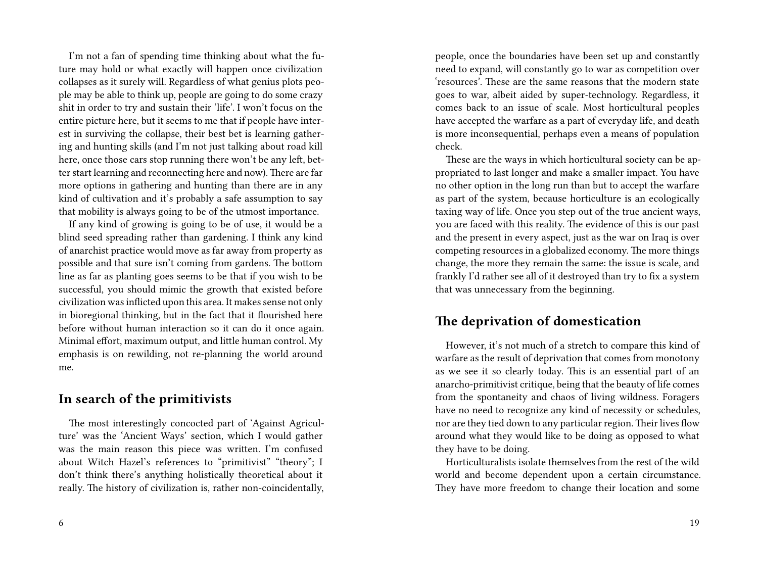I'm not a fan of spending time thinking about what the future may hold or what exactly will happen once civilization collapses as it surely will. Regardless of what genius plots people may be able to think up, people are going to do some crazy shit in order to try and sustain their 'life'. I won't focus on the entire picture here, but it seems to me that if people have interest in surviving the collapse, their best bet is learning gathering and hunting skills (and I'm not just talking about road kill here, once those cars stop running there won't be any left, better start learning and reconnecting here and now). There are far more options in gathering and hunting than there are in any kind of cultivation and it's probably a safe assumption to say that mobility is always going to be of the utmost importance.

If any kind of growing is going to be of use, it would be a blind seed spreading rather than gardening. I think any kind of anarchist practice would move as far away from property as possible and that sure isn't coming from gardens. The bottom line as far as planting goes seems to be that if you wish to be successful, you should mimic the growth that existed before civilization was inflicted upon this area. It makes sense not only in bioregional thinking, but in the fact that it flourished here before without human interaction so it can do it once again. Minimal effort, maximum output, and little human control. My emphasis is on rewilding, not re-planning the world around me.

## In search of the primitivists

The most interestingly concocted part of 'Against Agriculture' was the 'Ancient Ways' section, which I would gather was the main reason this piece was written. I'm confused about Witch Hazel's references to "primitivist" "theory"; I don't think there's anything holistically theoretical about it really. The history of civilization is, rather non-coincidentally,

people, once the boundaries have been set up and constantly need to expand, will constantly go to war as competition over 'resources'. These are the same reasons that the modern state goes to war, albeit aided by super-technology. Regardless, it comes back to an issue of scale. Most horticultural peoples have accepted the warfare as a part of everyday life, and death is more inconsequential, perhaps even a means of population check.

These are the ways in which horticultural society can be appropriated to last longer and make a smaller impact. You have no other option in the long run than but to accept the warfare as part of the system, because horticulture is an ecologically taxing way of life. Once you step out of the true ancient ways, you are faced with this reality. The evidence of this is our past and the present in every aspect, just as the war on Iraq is over competing resources in a globalized economy. The more things change, the more they remain the same: the issue is scale, and frankly I'd rather see all of it destroyed than try to fix a system that was unnecessary from the beginning.

## The deprivation of domestication

However, it's not much of a stretch to compare this kind of warfare as the result of deprivation that comes from monotony as we see it so clearly today. This is an essential part of an anarcho-primitivist critique, being that the beauty of life comes from the spontaneity and chaos of living wildness. Foragers have no need to recognize any kind of necessity or schedules, nor are they tied down to any particular region. Their lives flow around what they would like to be doing as opposed to what they have to be doing.

Horticulturalists isolate themselves from the rest of the wild world and become dependent upon a certain circumstance. They have more freedom to change their location and some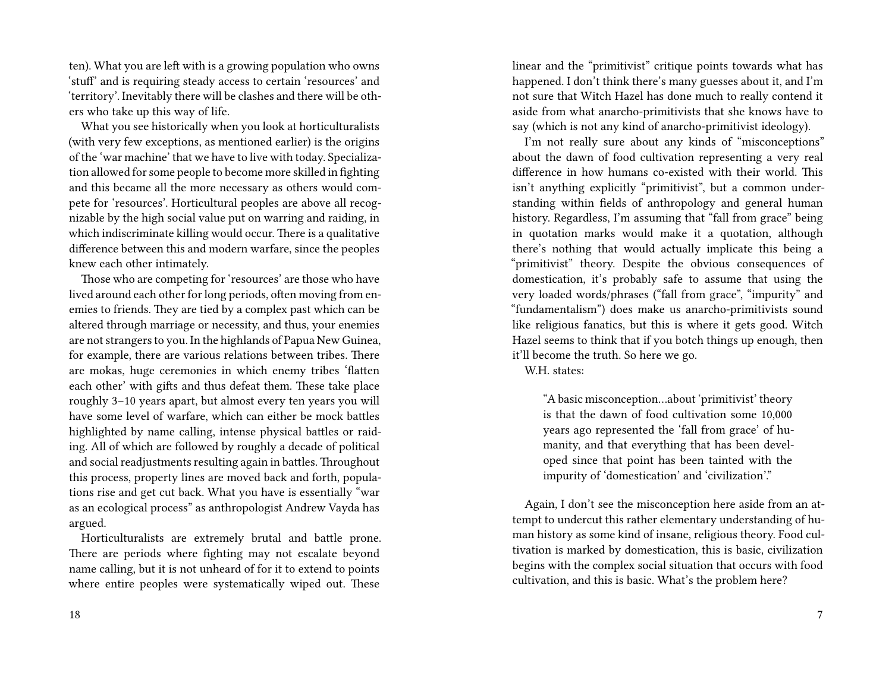ten). What you are left with is a growing population who owns 'stuff' and is requiring steady access to certain 'resources' and 'territory'. Inevitably there will be clashes and there will be others who take up this way of life.

What you see historically when you look at horticulturalists (with very few exceptions, as mentioned earlier) is the origins of the 'war machine' that we have to live with today. Specialization allowed for some people to become more skilled in fighting and this became all the more necessary as others would compete for 'resources'. Horticultural peoples are above all recognizable by the high social value put on warring and raiding, in which indiscriminate killing would occur. There is a qualitative difference between this and modern warfare, since the peoples knew each other intimately.

Those who are competing for 'resources' are those who have lived around each other for long periods, often moving from enemies to friends. They are tied by a complex past which can be altered through marriage or necessity, and thus, your enemies are not strangers to you. In the highlands of Papua New Guinea, for example, there are various relations between tribes. There are mokas, huge ceremonies in which enemy tribes 'flatten each other' with gifts and thus defeat them. These take place roughly 3–10 years apart, but almost every ten years you will have some level of warfare, which can either be mock battles highlighted by name calling, intense physical battles or raiding. All of which are followed by roughly a decade of political and social readjustments resulting again in battles. Throughout this process, property lines are moved back and forth, populations rise and get cut back. What you have is essentially "war as an ecological process" as anthropologist Andrew Vayda has argued.

Horticulturalists are extremely brutal and battle prone. There are periods where fighting may not escalate beyond name calling, but it is not unheard of for it to extend to points where entire peoples were systematically wiped out. These

linear and the "primitivist" critique points towards what has happened. I don't think there's many guesses about it, and I'm not sure that Witch Hazel has done much to really contend it aside from what anarcho-primitivists that she knows have to say (which is not any kind of anarcho-primitivist ideology).

I'm not really sure about any kinds of "misconceptions" about the dawn of food cultivation representing a very real difference in how humans co-existed with their world. This isn't anything explicitly "primitivist", but a common understanding within fields of anthropology and general human history. Regardless, I'm assuming that "fall from grace" being in quotation marks would make it a quotation, although there's nothing that would actually implicate this being a "primitivist" theory. Despite the obvious consequences of domestication, it's probably safe to assume that using the very loaded words/phrases ("fall from grace", "impurity" and "fundamentalism") does make us anarcho-primitivists sound like religious fanatics, but this is where it gets good. Witch Hazel seems to think that if you botch things up enough, then it'll become the truth. So here we go.

W.H. states:

> "A basic misconception…about 'primitivist' theory is that the dawn of food cultivation some 10,000 years ago represented the 'fall from grace' of humanity, and that everything that has been developed since that point has been tainted with the impurity of 'domestication' and 'civilization'."

Again, I don't see the misconception here aside from an attempt to undercut this rather elementary understanding of human history as some kind of insane, religious theory. Food cultivation is marked by domestication, this is basic, civilization begins with the complex social situation that occurs with food cultivation, and this is basic. What's the problem here?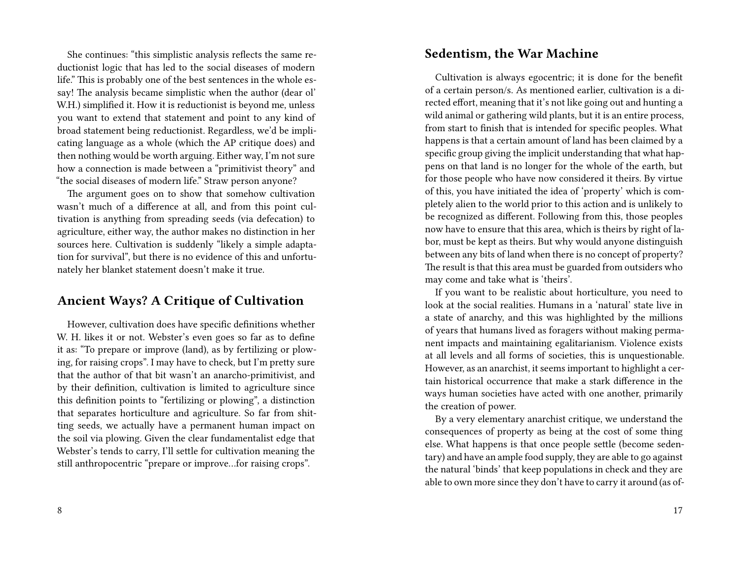She continues: "this simplistic analysis reflects the same reductionist logic that has led to the social diseases of modern life." This is probably one of the best sentences in the whole essay! The analysis became simplistic when the author (dear ol' W.H.) simplified it. How it is reductionist is beyond me, unless you want to extend that statement and point to any kind of broad statement being reductionist. Regardless, we'd be implicating language as a whole (which the AP critique does) and then nothing would be worth arguing. Either way, I'm not sure how a connection is made between a "primitivist theory" and "the social diseases of modern life." Straw person anyone?

The argument goes on to show that somehow cultivation wasn't much of a difference at all, and from this point cultivation is anything from spreading seeds (via defecation) to agriculture, either way, the author makes no distinction in her sources here. Cultivation is suddenly "likely a simple adaptation for survival", but there is no evidence of this and unfortunately her blanket statement doesn't make it true.

## Ancient Ways? A Critique of Cultivation

However, cultivation does have specific definitions whether W. H. likes it or not. Webster's even goes so far as to define it as: "To prepare or improve (land), as by fertilizing or plowing, for raising crops". I may have to check, but I'm pretty sure that the author of that bit wasn't an anarcho-primitivist, and by their definition, cultivation is limited to agriculture since this definition points to "fertilizing or plowing", a distinction that separates horticulture and agriculture. So far from shitting seeds, we actually have a permanent human impact on the soil via plowing. Given the clear fundamentalist edge that Webster's tends to carry, I'll settle for cultivation meaning the still anthropocentric "prepare or improve…for raising crops".

## Sedentism, the War Machine

Cultivation is always egocentric; it is done for the benefit of a certain person/s. As mentioned earlier, cultivation is a directed effort, meaning that it's not like going out and hunting a wild animal or gathering wild plants, but it is an entire process, from start to finish that is intended for specific peoples. What happens is that a certain amount of land has been claimed by a specific group giving the implicit understanding that what happens on that land is no longer for the whole of the earth, but for those people who have now considered it theirs. By virtue of this, you have initiated the idea of 'property' which is completely alien to the world prior to this action and is unlikely to be recognized as different. Following from this, those peoples now have to ensure that this area, which is theirs by right of labor, must be kept as theirs. But why would anyone distinguish between any bits of land when there is no concept of property? The result is that this area must be guarded from outsiders who may come and take what is 'theirs'.

If you want to be realistic about horticulture, you need to look at the social realities. Humans in a 'natural' state live in a state of anarchy, and this was highlighted by the millions of years that humans lived as foragers without making permanent impacts and maintaining egalitarianism. Violence exists at all levels and all forms of societies, this is unquestionable. However, as an anarchist, it seems important to highlight a certain historical occurrence that make a stark difference in the ways human societies have acted with one another, primarily the creation of power.

By a very elementary anarchist critique, we understand the consequences of property as being at the cost of some thing else. What happens is that once people settle (become sedentary) and have an ample food supply, they are able to go against the natural 'binds' that keep populations in check and they are able to own more since they don't have to carry it around (as of-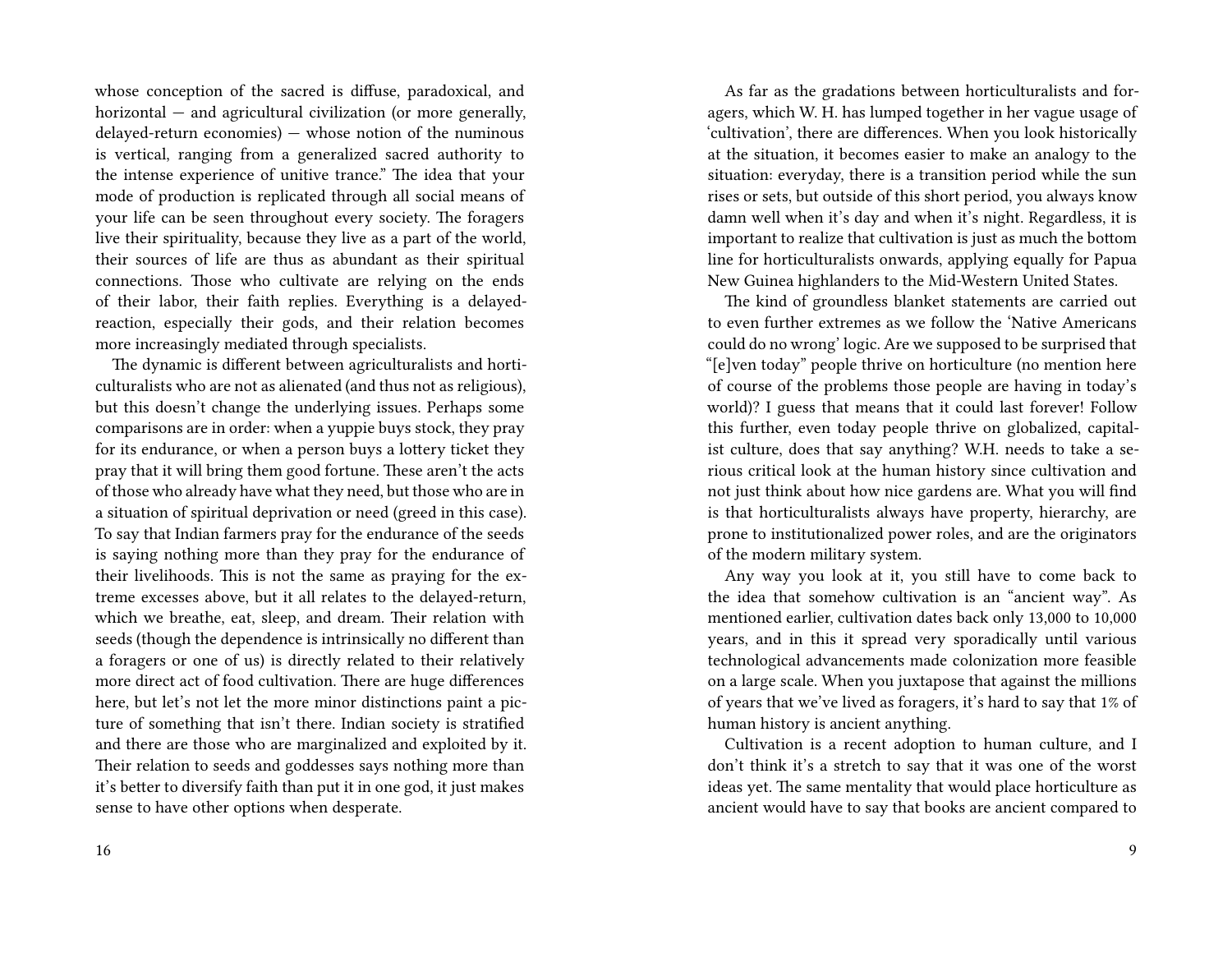whose conception of the sacred is diffuse, paradoxical, and horizontal — and agricultural civilization (or more generally, delayed-return economies) — whose notion of the numinous is vertical, ranging from a generalized sacred authority to the intense experience of unitive trance." The idea that your mode of production is replicated through all social means of your life can be seen throughout every society. The foragers live their spirituality, because they live as a part of the world, their sources of life are thus as abundant as their spiritual connections. Those who cultivate are relying on the ends of their labor, their faith replies. Everything is a delayed-reaction, especially their gods, and their relation becomes more increasingly mediated through specialists.

The dynamic is different between agriculturalists and horticulturalists who are not as alienated (and thus not as religious), but this doesn't change the underlying issues. Perhaps some comparisons are in order: when a yuppie buys stock, they pray for its endurance, or when a person buys a lottery ticket they pray that it will bring them good fortune. These aren't the acts of those who already have what they need, but those who are in a situation of spiritual deprivation or need (greed in this case). To say that Indian farmers pray for the endurance of the seeds is saying nothing more than they pray for the endurance of their livelihoods. This is not the same as praying for the extreme excesses above, but it all relates to the delayed-return, which we breathe, eat, sleep, and dream. Their relation with seeds (though the dependence is intrinsically no different than a foragers or one of us) is directly related to their relatively more direct act of food cultivation. There are huge differences here, but let's not let the more minor distinctions paint a picture of something that isn't there. Indian society is stratified and there are those who are marginalized and exploited by it. Their relation to seeds and goddesses says nothing more than it's better to diversify faith than put it in one god, it just makes sense to have other options when desperate.

As far as the gradations between horticulturalists and foragers, which W. H. has lumped together in her vague usage of 'cultivation', there are differences. When you look historically at the situation, it becomes easier to make an analogy to the situation: everyday, there is a transition period while the sun rises or sets, but outside of this short period, you always know damn well when it's day and when it's night. Regardless, it is important to realize that cultivation is just as much the bottom line for horticulturalists onwards, applying equally for Papua New Guinea highlanders to the Mid-Western United States.

The kind of groundless blanket statements are carried out to even further extremes as we follow the 'Native Americans could do no wrong' logic. Are we supposed to be surprised that "[e]ven today" people thrive on horticulture (no mention here of course of the problems those people are having in today's world)? I guess that means that it could last forever! Follow this further, even today people thrive on globalized, capitalist culture, does that say anything? W.H. needs to take a serious critical look at the human history since cultivation and not just think about how nice gardens are. What you will find is that horticulturalists always have property, hierarchy, are prone to institutionalized power roles, and are the originators of the modern military system.

Any way you look at it, you still have to come back to the idea that somehow cultivation is an "ancient way". As mentioned earlier, cultivation dates back only 13,000 to 10,000 years, and in this it spread very sporadically until various technological advancements made colonization more feasible on a large scale. When you juxtapose that against the millions of years that we've lived as foragers, it's hard to say that 1% of human history is ancient anything.

Cultivation is a recent adoption to human culture, and I don't think it's a stretch to say that it was one of the worst ideas yet. The same mentality that would place horticulture as ancient would have to say that books are ancient compared to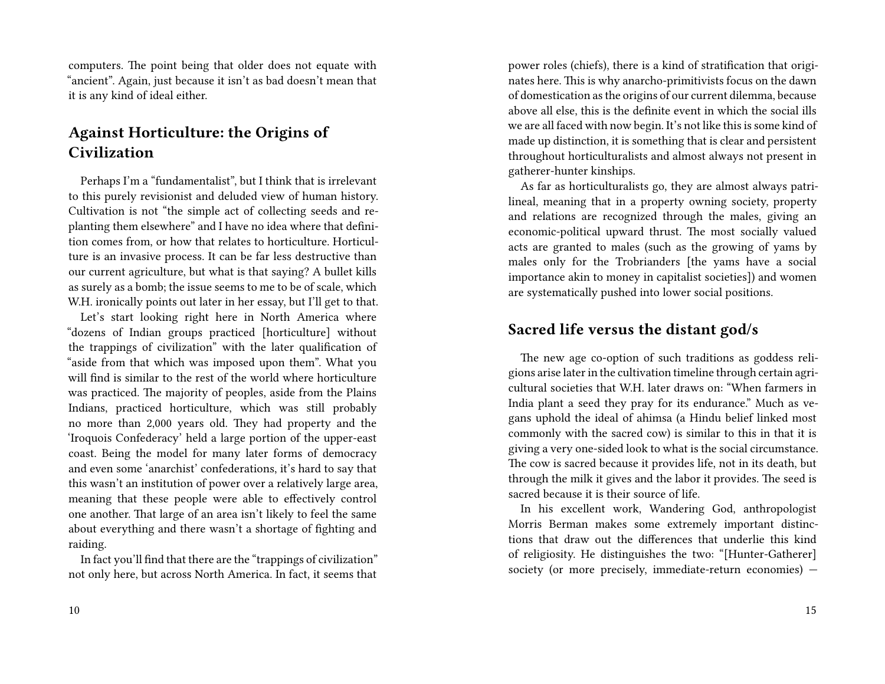computers. The point being that older does not equate with "ancient". Again, just because it isn't as bad doesn't mean that it is any kind of ideal either.

## Against Horticulture: the Origins of Civilization

Perhaps I'm a "fundamentalist", but I think that is irrelevant to this purely revisionist and deluded view of human history. Cultivation is not "the simple act of collecting seeds and replanting them elsewhere" and I have no idea where that definition comes from, or how that relates to horticulture. Horticulture is an invasive process. It can be far less destructive than our current agriculture, but what is that saying? A bullet kills as surely as a bomb; the issue seems to me to be of scale, which W.H. ironically points out later in her essay, but I'll get to that.

Let's start looking right here in North America where "dozens of Indian groups practiced [horticulture] without the trappings of civilization" with the later qualification of "aside from that which was imposed upon them". What you will find is similar to the rest of the world where horticulture was practiced. The majority of peoples, aside from the Plains Indians, practiced horticulture, which was still probably no more than 2,000 years old. They had property and the 'Iroquois Confederacy' held a large portion of the upper-east coast. Being the model for many later forms of democracy and even some 'anarchist' confederations, it's hard to say that this wasn't an institution of power over a relatively large area, meaning that these people were able to effectively control one another. That large of an area isn't likely to feel the same about everything and there wasn't a shortage of fighting and raiding.

In fact you'll find that there are the "trappings of civilization" not only here, but across North America. In fact, it seems that

power roles (chiefs), there is a kind of stratification that originates here. This is why anarcho-primitivists focus on the dawn of domestication as the origins of our current dilemma, because above all else, this is the definite event in which the social ills we are all faced with now begin. It's not like this is some kind of made up distinction, it is something that is clear and persistent throughout horticulturalists and almost always not present in gatherer-hunter kinships.

As far as horticulturalists go, they are almost always patrilineal, meaning that in a property owning society, property and relations are recognized through the males, giving an economic-political upward thrust. The most socially valued acts are granted to males (such as the growing of yams by males only for the Trobrianders [the yams have a social importance akin to money in capitalist societies]) and women are systematically pushed into lower social positions.

## Sacred life versus the distant god/s

The new age co-option of such traditions as goddess religions arise later in the cultivation timeline through certain agricultural societies that W.H. later draws on: "When farmers in India plant a seed they pray for its endurance." Much as vegans uphold the ideal of ahimsa (a Hindu belief linked most commonly with the sacred cow) is similar to this in that it is giving a very one-sided look to what is the social circumstance. The cow is sacred because it provides life, not in its death, but through the milk it gives and the labor it provides. The seed is sacred because it is their source of life.

In his excellent work, Wandering God, anthropologist Morris Berman makes some extremely important distinctions that draw out the differences that underlie this kind of religiosity. He distinguishes the two: "[Hunter-Gatherer] society (or more precisely, immediate-return economies) —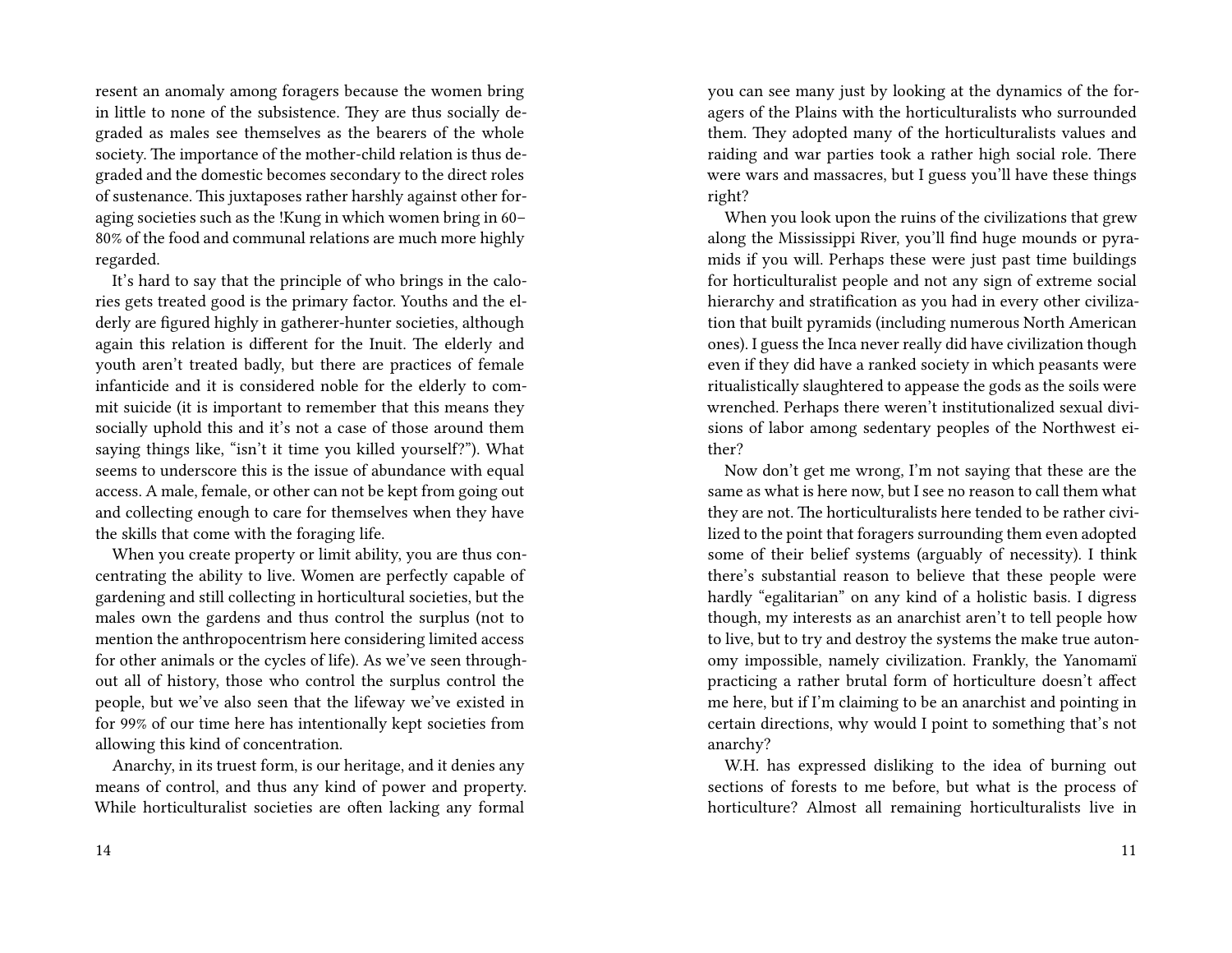resent an anomaly among foragers because the women bring in little to none of the subsistence. They are thus socially degraded as males see themselves as the bearers of the whole society. The importance of the mother-child relation is thus degraded and the domestic becomes secondary to the direct roles of sustenance. This juxtaposes rather harshly against other foraging societies such as the !Kung in which women bring in 60–80% of the food and communal relations are much more highly regarded.

It's hard to say that the principle of who brings in the calories gets treated good is the primary factor. Youths and the elderly are figured highly in gatherer-hunter societies, although again this relation is different for the Inuit. The elderly and youth aren't treated badly, but there are practices of female infanticide and it is considered noble for the elderly to commit suicide (it is important to remember that this means they socially uphold this and it's not a case of those around them saying things like, "isn't it time you killed yourself?"). What seems to underscore this is the issue of abundance with equal access. A male, female, or other can not be kept from going out and collecting enough to care for themselves when they have the skills that come with the foraging life.

When you create property or limit ability, you are thus concentrating the ability to live. Women are perfectly capable of gardening and still collecting in horticultural societies, but the males own the gardens and thus control the surplus (not to mention the anthropocentrism here considering limited access for other animals or the cycles of life). As we've seen throughout all of history, those who control the surplus control the people, but we've also seen that the lifeway we've existed in for 99% of our time here has intentionally kept societies from allowing this kind of concentration.

Anarchy, in its truest form, is our heritage, and it denies any means of control, and thus any kind of power and property. While horticulturalist societies are often lacking any formal

you can see many just by looking at the dynamics of the foragers of the Plains with the horticulturalists who surrounded them. They adopted many of the horticulturalists values and raiding and war parties took a rather high social role. There were wars and massacres, but I guess you'll have these things right?

When you look upon the ruins of the civilizations that grew along the Mississippi River, you'll find huge mounds or pyramids if you will. Perhaps these were just past time buildings for horticulturalist people and not any sign of extreme social hierarchy and stratification as you had in every other civilization that built pyramids (including numerous North American ones). I guess the Inca never really did have civilization though even if they did have a ranked society in which peasants were ritualistically slaughtered to appease the gods as the soils were wrenched. Perhaps there weren't institutionalized sexual divisions of labor among sedentary peoples of the Northwest either?

Now don't get me wrong, I'm not saying that these are the same as what is here now, but I see no reason to call them what they are not. The horticulturalists here tended to be rather civilized to the point that foragers surrounding them even adopted some of their belief systems (arguably of necessity). I think there's substantial reason to believe that these people were hardly "egalitarian" on any kind of a holistic basis. I digress though, my interests as an anarchist aren't to tell people how to live, but to try and destroy the systems the make true autonomy impossible, namely civilization. Frankly, the Yanomamï practicing a rather brutal form of horticulture doesn't affect me here, but if I'm claiming to be an anarchist and pointing in certain directions, why would I point to something that's not anarchy?

W.H. has expressed disliking to the idea of burning out sections of forests to me before, but what is the process of horticulture? Almost all remaining horticulturalists live in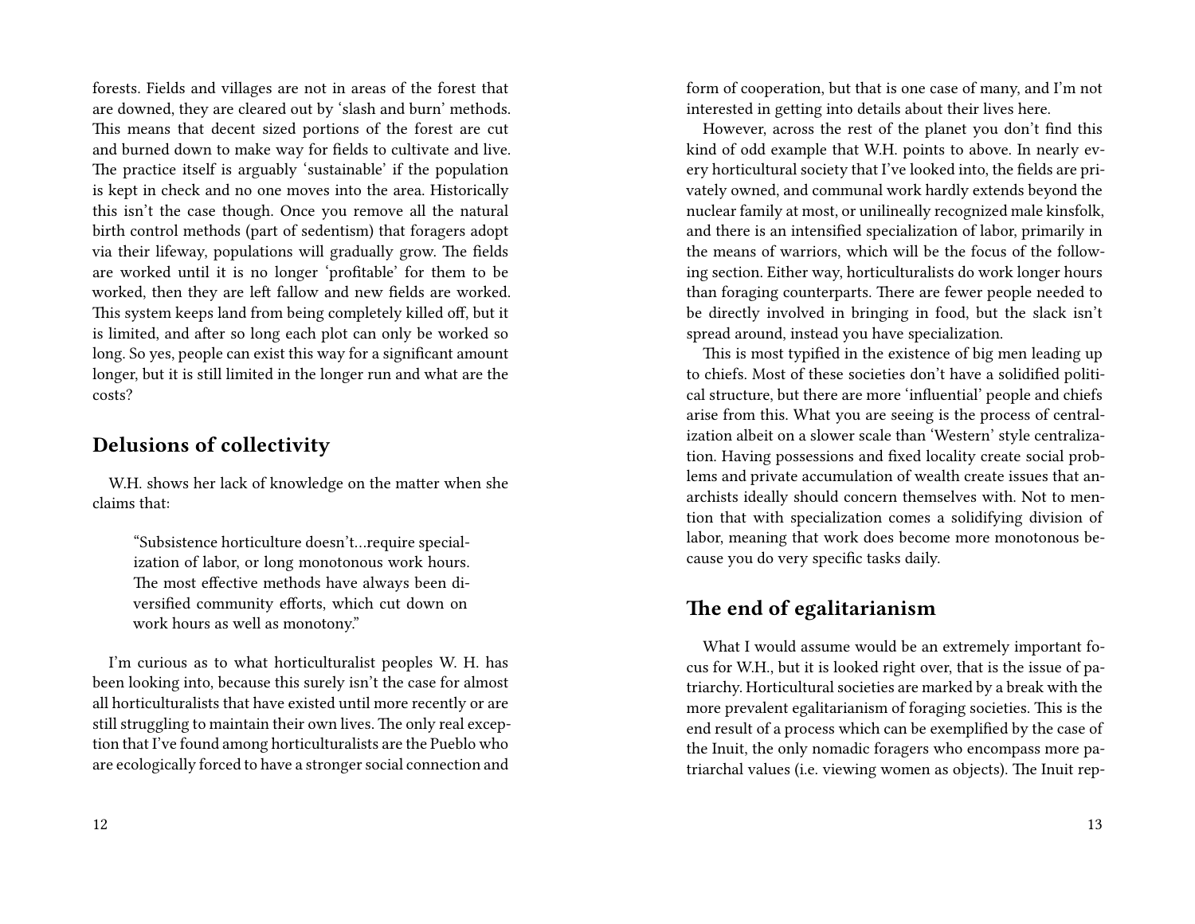forests. Fields and villages are not in areas of the forest that are downed, they are cleared out by 'slash and burn' methods. This means that decent sized portions of the forest are cut and burned down to make way for fields to cultivate and live. The practice itself is arguably 'sustainable' if the population is kept in check and no one moves into the area. Historically this isn't the case though. Once you remove all the natural birth control methods (part of sedentism) that foragers adopt via their lifeway, populations will gradually grow. The fields are worked until it is no longer 'profitable' for them to be worked, then they are left fallow and new fields are worked. This system keeps land from being completely killed off, but it is limited, and after so long each plot can only be worked so long. So yes, people can exist this way for a significant amount longer, but it is still limited in the longer run and what are the costs?

## Delusions of collectivity

W.H. shows her lack of knowledge on the matter when she claims that:

> "Subsistence horticulture doesn't…require specialization of labor, or long monotonous work hours. The most effective methods have always been diversified community efforts, which cut down on work hours as well as monotony."

I'm curious as to what horticulturalist peoples W. H. has been looking into, because this surely isn't the case for almost all horticulturalists that have existed until more recently or are still struggling to maintain their own lives. The only real exception that I've found among horticulturalists are the Pueblo who are ecologically forced to have a stronger social connection and form of cooperation, but that is one case of many, and I'm not interested in getting into details about their lives here.

However, across the rest of the planet you don't find this kind of odd example that W.H. points to above. In nearly every horticultural society that I've looked into, the fields are privately owned, and communal work hardly extends beyond the nuclear family at most, or unilineally recognized male kinsfolk, and there is an intensified specialization of labor, primarily in the means of warriors, which will be the focus of the following section. Either way, horticulturalists do work longer hours than foraging counterparts. There are fewer people needed to be directly involved in bringing in food, but the slack isn't spread around, instead you have specialization.

This is most typified in the existence of big men leading up to chiefs. Most of these societies don't have a solidified political structure, but there are more 'influential' people and chiefs arise from this. What you are seeing is the process of centralization albeit on a slower scale than 'Western' style centralization. Having possessions and fixed locality create social problems and private accumulation of wealth create issues that anarchists ideally should concern themselves with. Not to mention that with specialization comes a solidifying division of labor, meaning that work does become more monotonous because you do very specific tasks daily.

## The end of egalitarianism

What I would assume would be an extremely important focus for W.H., but it is looked right over, that is the issue of patriarchy. Horticultural societies are marked by a break with the more prevalent egalitarianism of foraging societies. This is the end result of a process which can be exemplified by the case of the Inuit, the only nomadic foragers who encompass more patriarchal values (i.e. viewing women as objects). The Inuit rep-